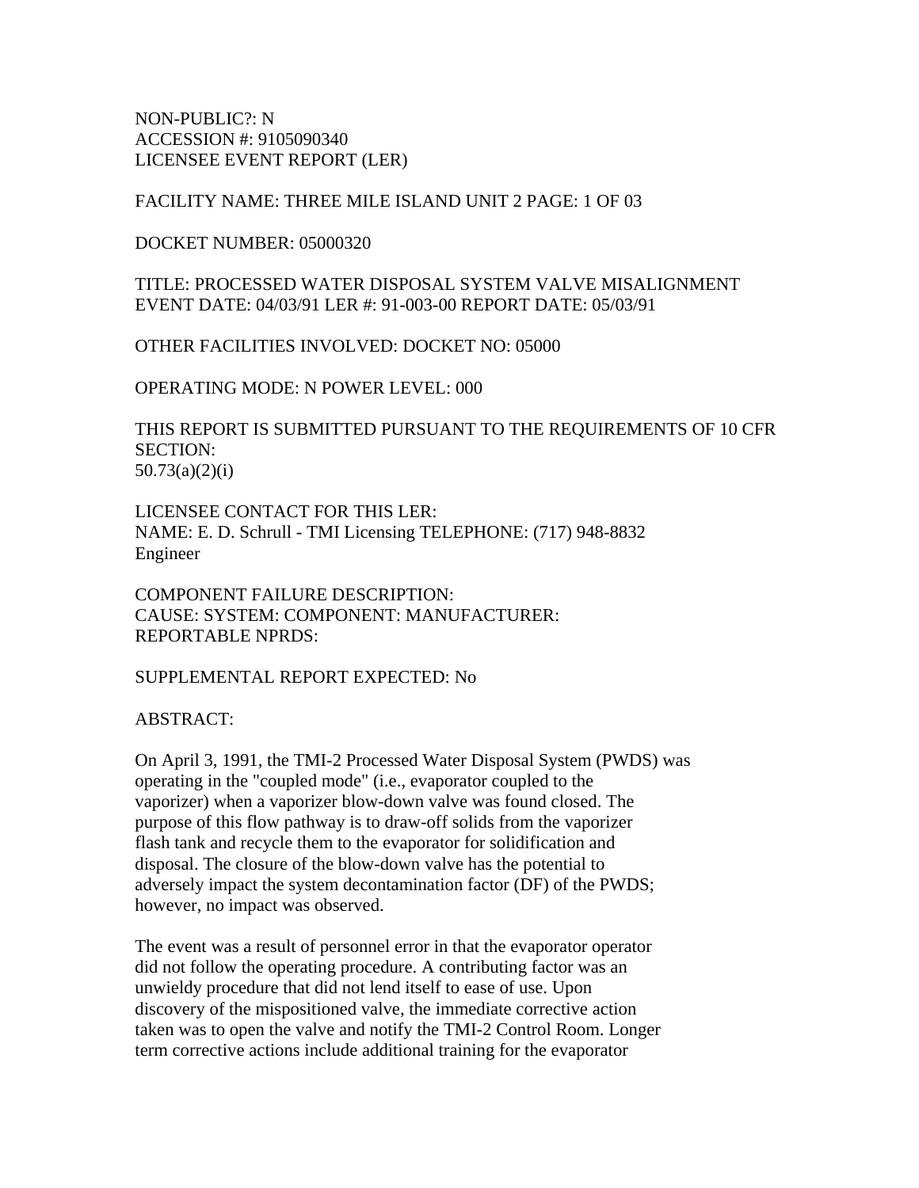NON-PUBLIC?: N
ACCESSION #: 9105090340
LICENSEE EVENT REPORT (LER)

FACILITY NAME: THREE MILE ISLAND UNIT 2 PAGE: 1 OF 03

DOCKET NUMBER: 05000320

TITLE: PROCESSED WATER DISPOSAL SYSTEM VALVE MISALIGNMENT
EVENT DATE: 04/03/91 LER #: 91-003-00 REPORT DATE: 05/03/91

OTHER FACILITIES INVOLVED: DOCKET NO: 05000

OPERATING MODE: N POWER LEVEL: 000

THIS REPORT IS SUBMITTED PURSUANT TO THE REQUIREMENTS OF 10 CFR SECTION:
50.73(a)(2)(i)

LICENSEE CONTACT FOR THIS LER:
NAME: E. D. Schrull - TMI Licensing TELEPHONE: (717) 948-8832
Engineer

COMPONENT FAILURE DESCRIPTION:
CAUSE: SYSTEM: COMPONENT: MANUFACTURER:
REPORTABLE NPRDS:

SUPPLEMENTAL REPORT EXPECTED: No

ABSTRACT:

On April 3, 1991, the TMI-2 Processed Water Disposal System (PWDS) was operating in the "coupled mode" (i.e., evaporator coupled to the vaporizer) when a vaporizer blow-down valve was found closed. The purpose of this flow pathway is to draw-off solids from the vaporizer flash tank and recycle them to the evaporator for solidification and disposal. The closure of the blow-down valve has the potential to adversely impact the system decontamination factor (DF) of the PWDS; however, no impact was observed.

The event was a result of personnel error in that the evaporator operator did not follow the operating procedure. A contributing factor was an unwieldy procedure that did not lend itself to ease of use. Upon discovery of the mispositioned valve, the immediate corrective action taken was to open the valve and notify the TMI-2 Control Room. Longer term corrective actions include additional training for the evaporator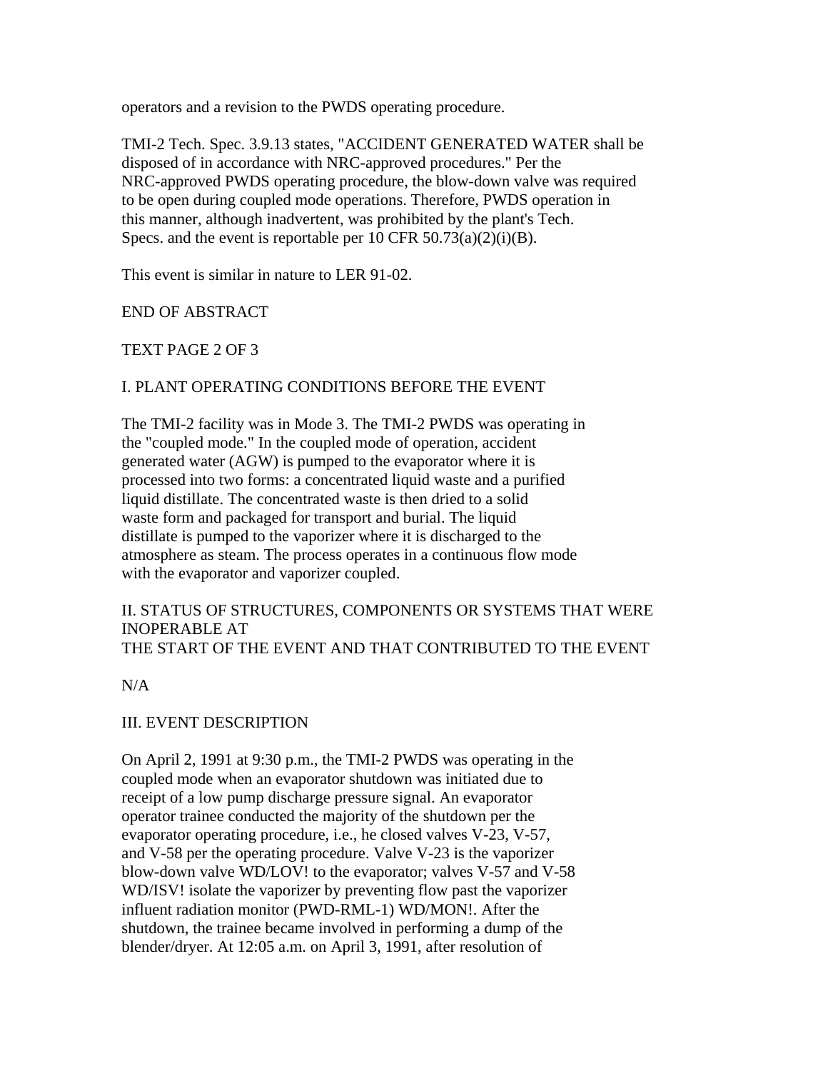operators and a revision to the PWDS operating procedure.

TMI-2 Tech. Spec. 3.9.13 states, "ACCIDENT GENERATED WATER shall be disposed of in accordance with NRC-approved procedures." Per the NRC-approved PWDS operating procedure, the blow-down valve was required to be open during coupled mode operations. Therefore, PWDS operation in this manner, although inadvertent, was prohibited by the plant's Tech. Specs. and the event is reportable per 10 CFR 50.73(a)(2)(i)(B).

This event is similar in nature to LER 91-02.

END OF ABSTRACT

TEXT PAGE 2 OF 3

## I. PLANT OPERATING CONDITIONS BEFORE THE EVENT

The TMI-2 facility was in Mode 3. The TMI-2 PWDS was operating in the "coupled mode." In the coupled mode of operation, accident generated water (AGW) is pumped to the evaporator where it is processed into two forms: a concentrated liquid waste and a purified liquid distillate. The concentrated waste is then dried to a solid waste form and packaged for transport and burial. The liquid distillate is pumped to the vaporizer where it is discharged to the atmosphere as steam. The process operates in a continuous flow mode with the evaporator and vaporizer coupled.

## II. STATUS OF STRUCTURES, COMPONENTS OR SYSTEMS THAT WERE INOPERABLE AT THE START OF THE EVENT AND THAT CONTRIBUTED TO THE EVENT

N/A

## III. EVENT DESCRIPTION

On April 2, 1991 at 9:30 p.m., the TMI-2 PWDS was operating in the coupled mode when an evaporator shutdown was initiated due to receipt of a low pump discharge pressure signal. An evaporator operator trainee conducted the majority of the shutdown per the evaporator operating procedure, i.e., he closed valves V-23, V-57, and V-58 per the operating procedure. Valve V-23 is the vaporizer blow-down valve WD/LOV! to the evaporator; valves V-57 and V-58 WD/ISV! isolate the vaporizer by preventing flow past the vaporizer influent radiation monitor (PWD-RML-1) WD/MON!. After the shutdown, the trainee became involved in performing a dump of the blender/dryer. At 12:05 a.m. on April 3, 1991, after resolution of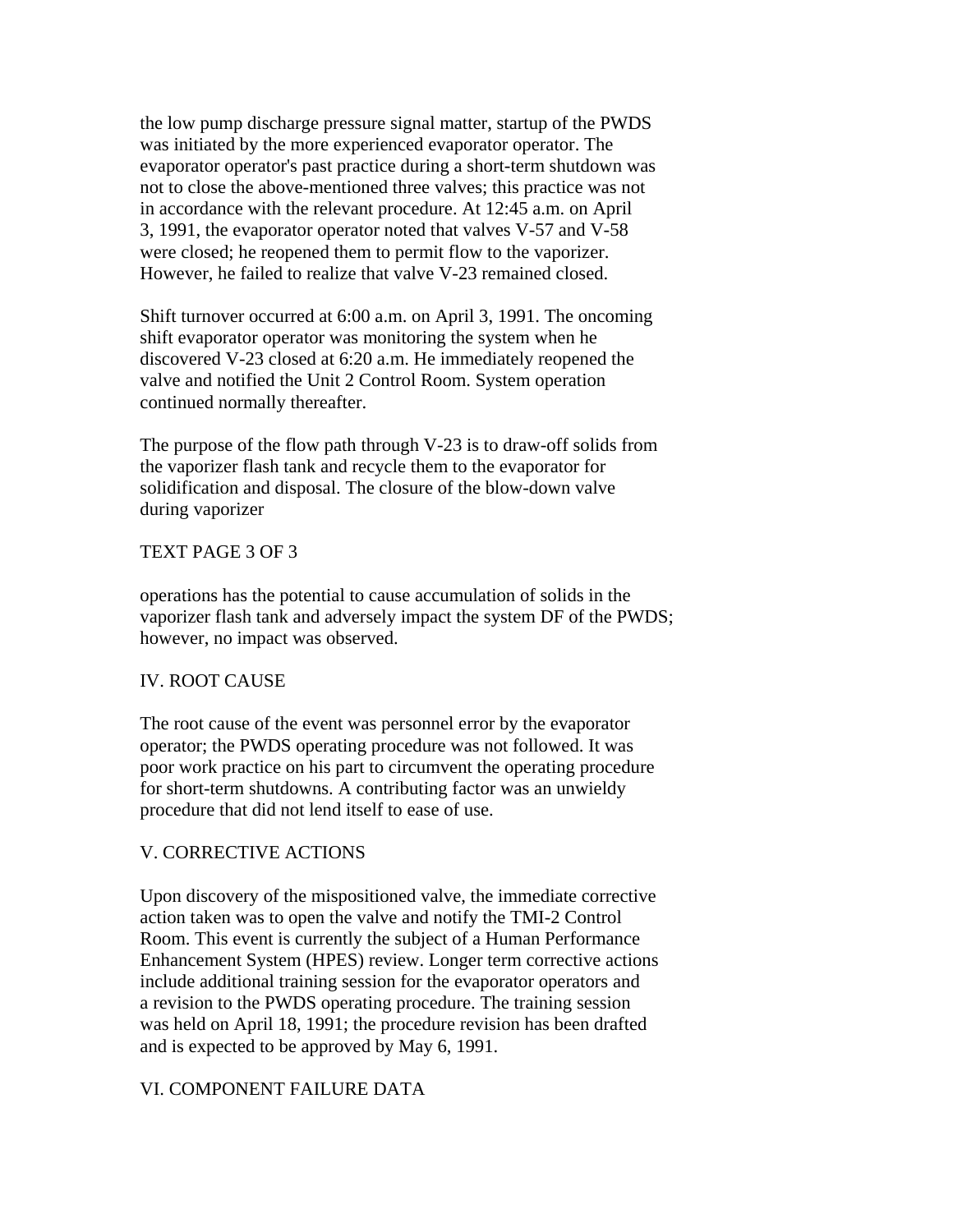the low pump discharge pressure signal matter, startup of the PWDS was initiated by the more experienced evaporator operator. The evaporator operator's past practice during a short-term shutdown was not to close the above-mentioned three valves; this practice was not in accordance with the relevant procedure. At 12:45 a.m. on April 3, 1991, the evaporator operator noted that valves V-57 and V-58 were closed; he reopened them to permit flow to the vaporizer. However, he failed to realize that valve V-23 remained closed.

Shift turnover occurred at 6:00 a.m. on April 3, 1991. The oncoming shift evaporator operator was monitoring the system when he discovered V-23 closed at 6:20 a.m. He immediately reopened the valve and notified the Unit 2 Control Room. System operation continued normally thereafter.

The purpose of the flow path through V-23 is to draw-off solids from the vaporizer flash tank and recycle them to the evaporator for solidification and disposal. The closure of the blow-down valve during vaporizer

TEXT PAGE 3 OF 3

operations has the potential to cause accumulation of solids in the vaporizer flash tank and adversely impact the system DF of the PWDS; however, no impact was observed.

## IV. ROOT CAUSE

The root cause of the event was personnel error by the evaporator operator; the PWDS operating procedure was not followed. It was poor work practice on his part to circumvent the operating procedure for short-term shutdowns. A contributing factor was an unwieldy procedure that did not lend itself to ease of use.

## V. CORRECTIVE ACTIONS

Upon discovery of the mispositioned valve, the immediate corrective action taken was to open the valve and notify the TMI-2 Control Room. This event is currently the subject of a Human Performance Enhancement System (HPES) review. Longer term corrective actions include additional training session for the evaporator operators and a revision to the PWDS operating procedure. The training session was held on April 18, 1991; the procedure revision has been drafted and is expected to be approved by May 6, 1991.

## VI. COMPONENT FAILURE DATA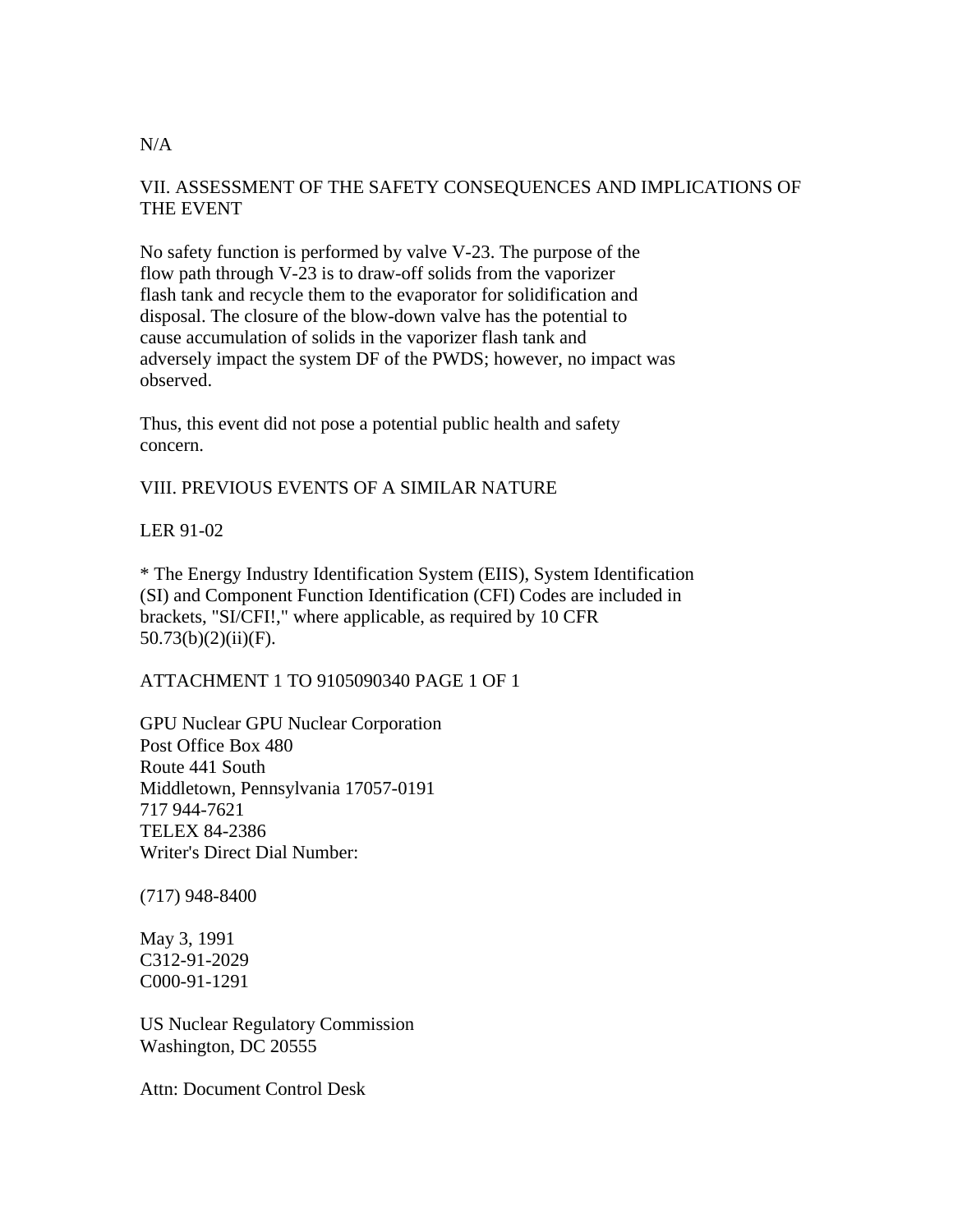N/A

## VII. ASSESSMENT OF THE SAFETY CONSEQUENCES AND IMPLICATIONS OF THE EVENT

No safety function is performed by valve V-23. The purpose of the flow path through V-23 is to draw-off solids from the vaporizer flash tank and recycle them to the evaporator for solidification and disposal. The closure of the blow-down valve has the potential to cause accumulation of solids in the vaporizer flash tank and adversely impact the system DF of the PWDS; however, no impact was observed.

Thus, this event did not pose a potential public health and safety concern.

## VIII. PREVIOUS EVENTS OF A SIMILAR NATURE

LER 91-02

* The Energy Industry Identification System (EIIS), System Identification (SI) and Component Function Identification (CFI) Codes are included in brackets, "SI/CFI!," where applicable, as required by 10 CFR 50.73(b)(2)(ii)(F).

ATTACHMENT 1 TO 9105090340 PAGE 1 OF 1

GPU Nuclear GPU Nuclear Corporation
Post Office Box 480
Route 441 South
Middletown, Pennsylvania 17057-0191
717 944-7621
TELEX 84-2386
Writer's Direct Dial Number:

(717) 948-8400

May 3, 1991
C312-91-2029
C000-91-1291

US Nuclear Regulatory Commission
Washington, DC 20555

Attn: Document Control Desk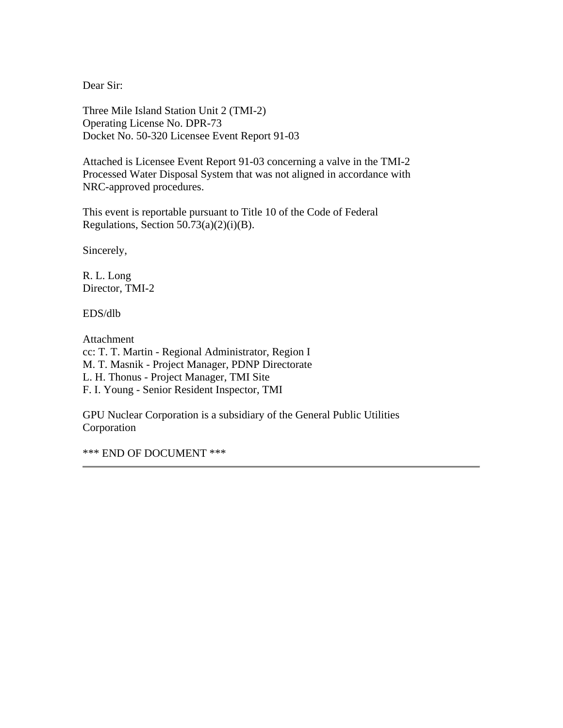Dear Sir:

Three Mile Island Station Unit 2 (TMI-2)
Operating License No. DPR-73
Docket No. 50-320 Licensee Event Report 91-03

Attached is Licensee Event Report 91-03 concerning a valve in the TMI-2 Processed Water Disposal System that was not aligned in accordance with NRC-approved procedures.

This event is reportable pursuant to Title 10 of the Code of Federal Regulations, Section 50.73(a)(2)(i)(B).

Sincerely,

R. L. Long
Director, TMI-2

EDS/dlb

Attachment
cc: T. T. Martin - Regional Administrator, Region I
M. T. Masnik - Project Manager, PDNP Directorate
L. H. Thonus - Project Manager, TMI Site
F. I. Young - Senior Resident Inspector, TMI

GPU Nuclear Corporation is a subsidiary of the General Public Utilities Corporation

*** END OF DOCUMENT ***